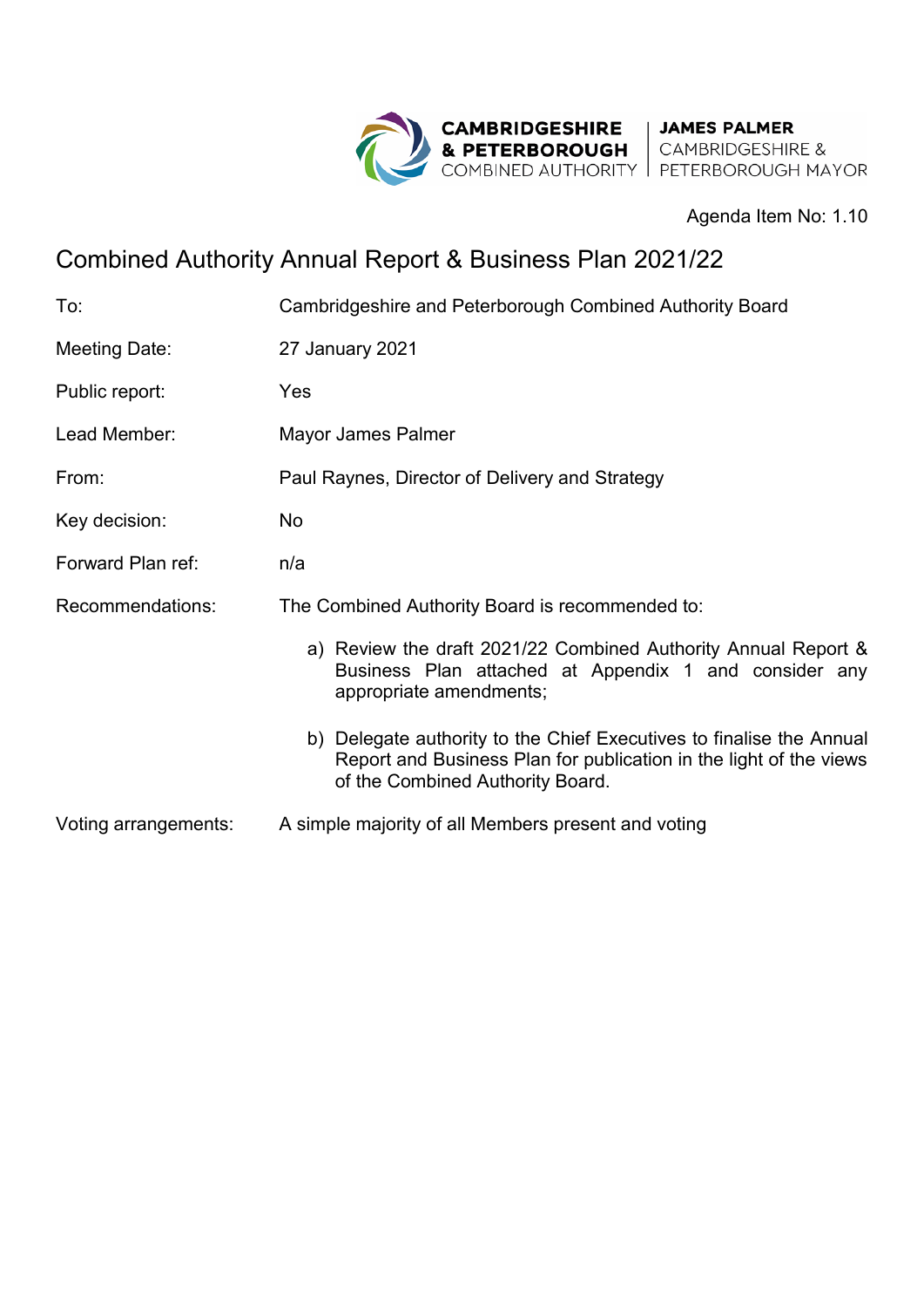CAMBRIDGESHIRE & PETERBOROUGH COMBINED AUTHORITY | JAMES PALMER CAMBRIDGESHIRE & PETERBOROUGH MAYOR

Agenda Item No: 1.10

# Combined Authority Annual Report & Business Plan 2021/22

| | |
|---|---|
| To: | Cambridgeshire and Peterborough Combined Authority Board |
| Meeting Date: | 27 January 2021 |
| Public report: | Yes |
| Lead Member: | Mayor James Palmer |
| From: | Paul Raynes, Director of Delivery and Strategy |
| Key decision: | No |
| Forward Plan ref: | n/a |
| Recommendations: | The Combined Authority Board is recommended to: |

a) Review the draft 2021/22 Combined Authority Annual Report & Business Plan attached at Appendix 1 and consider any appropriate amendments;

b) Delegate authority to the Chief Executives to finalise the Annual Report and Business Plan for publication in the light of the views of the Combined Authority Board.

| | |
|---|---|
| Voting arrangements: | A simple majority of all Members present and voting |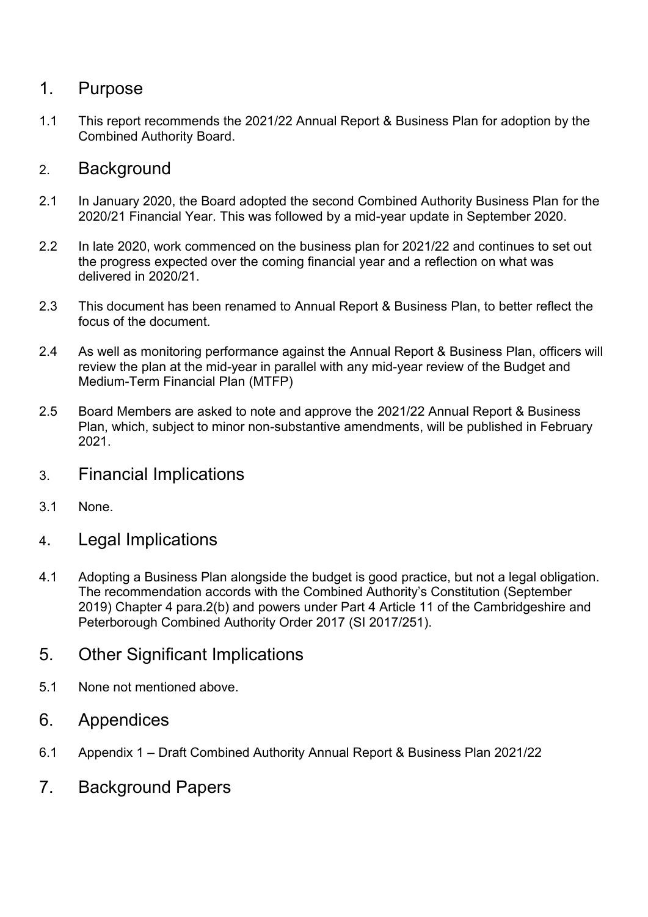## 1. Purpose

1.1 This report recommends the 2021/22 Annual Report & Business Plan for adoption by the Combined Authority Board.

## 2. Background

2.1 In January 2020, the Board adopted the second Combined Authority Business Plan for the 2020/21 Financial Year. This was followed by a mid-year update in September 2020.

2.2 In late 2020, work commenced on the business plan for 2021/22 and continues to set out the progress expected over the coming financial year and a reflection on what was delivered in 2020/21.

2.3 This document has been renamed to Annual Report & Business Plan, to better reflect the focus of the document.

2.4 As well as monitoring performance against the Annual Report & Business Plan, officers will review the plan at the mid-year in parallel with any mid-year review of the Budget and Medium-Term Financial Plan (MTFP)

2.5 Board Members are asked to note and approve the 2021/22 Annual Report & Business Plan, which, subject to minor non-substantive amendments, will be published in February 2021.

## 3. Financial Implications

3.1 None.

## 4. Legal Implications

4.1 Adopting a Business Plan alongside the budget is good practice, but not a legal obligation. The recommendation accords with the Combined Authority's Constitution (September 2019) Chapter 4 para.2(b) and powers under Part 4 Article 11 of the Cambridgeshire and Peterborough Combined Authority Order 2017 (SI 2017/251).

## 5. Other Significant Implications

5.1 None not mentioned above.

## 6. Appendices

6.1 Appendix 1 – Draft Combined Authority Annual Report & Business Plan 2021/22

## 7. Background Papers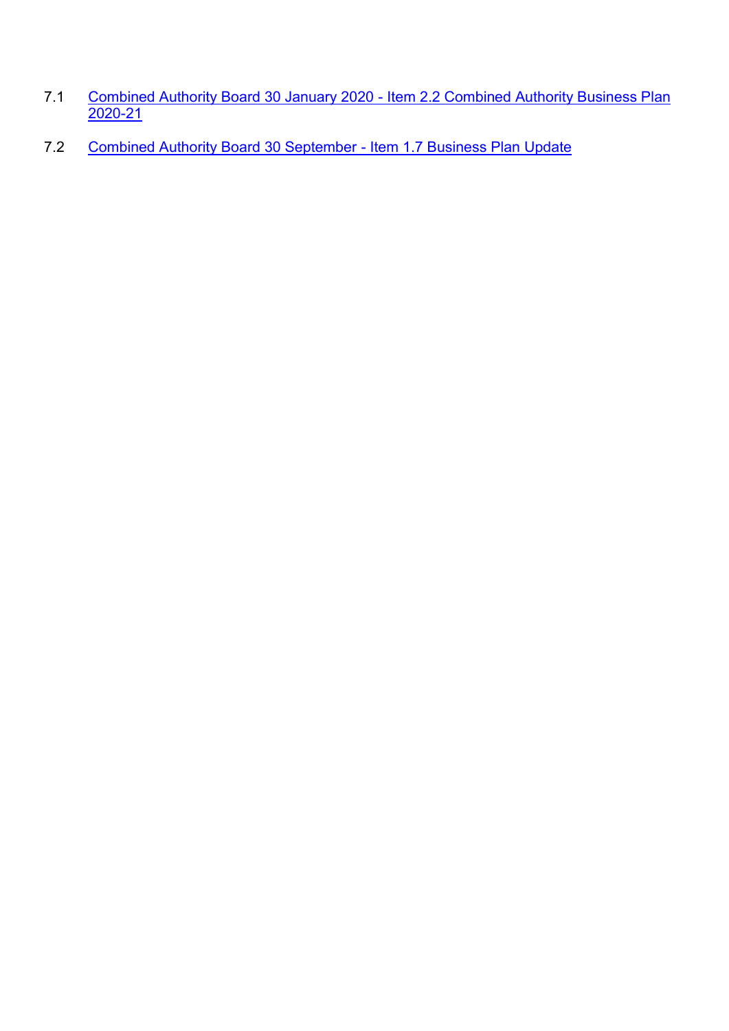7.1 [Combined Authority Board 30 January 2020 - Item 2.2 Combined Authority Business Plan 2020-21]

7.2 [Combined Authority Board 30 September - Item 1.7 Business Plan Update]